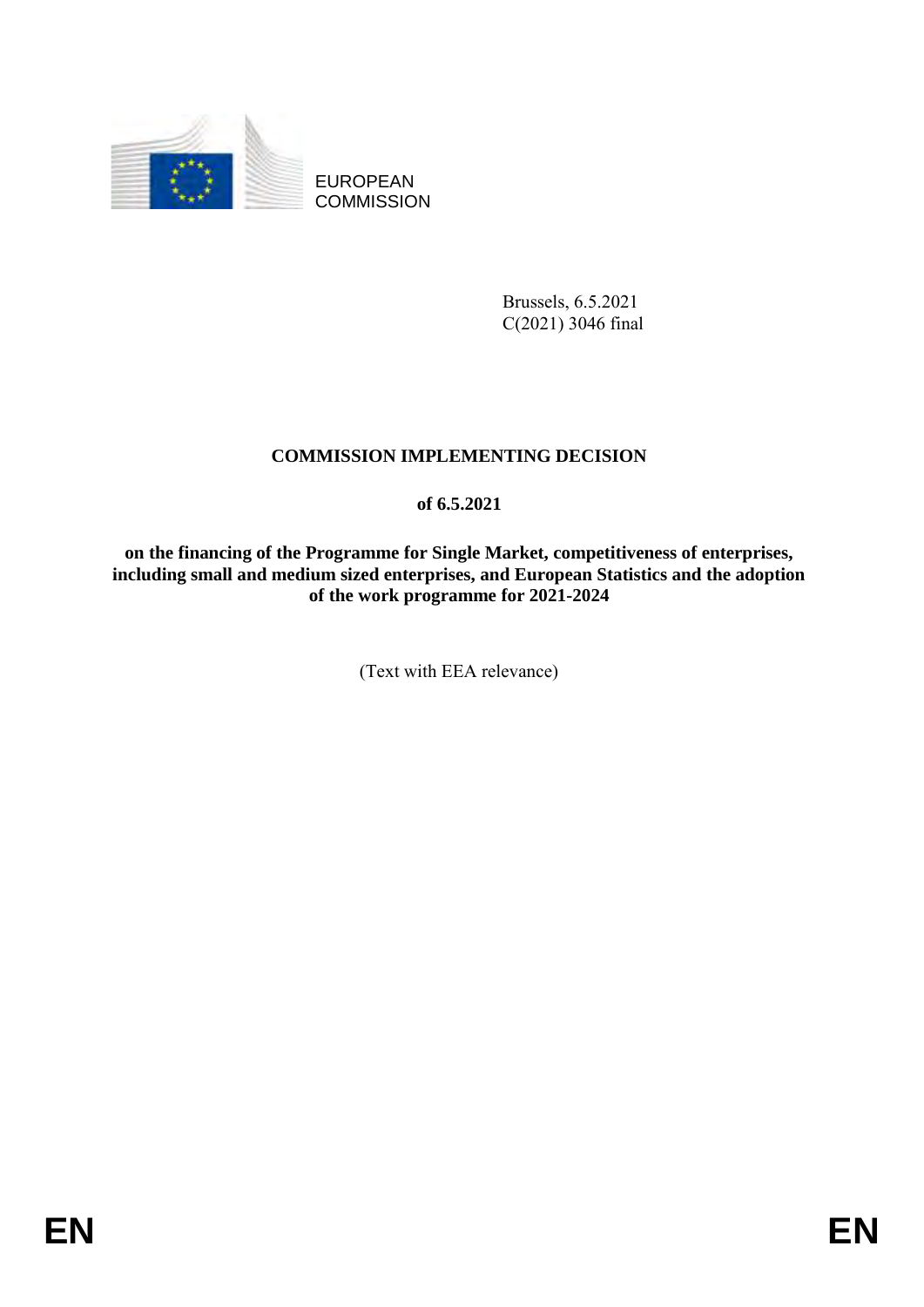EUROPEAN COMMISSION

Brussels, 6.5.2021
C(2021) 3046 final

# COMMISSION IMPLEMENTING DECISION

## of 6.5.2021

## on the financing of the Programme for Single Market, competitiveness of enterprises, including small and medium sized enterprises, and European Statistics and the adoption of the work programme for 2021-2024

(Text with EEA relevance)

EN EN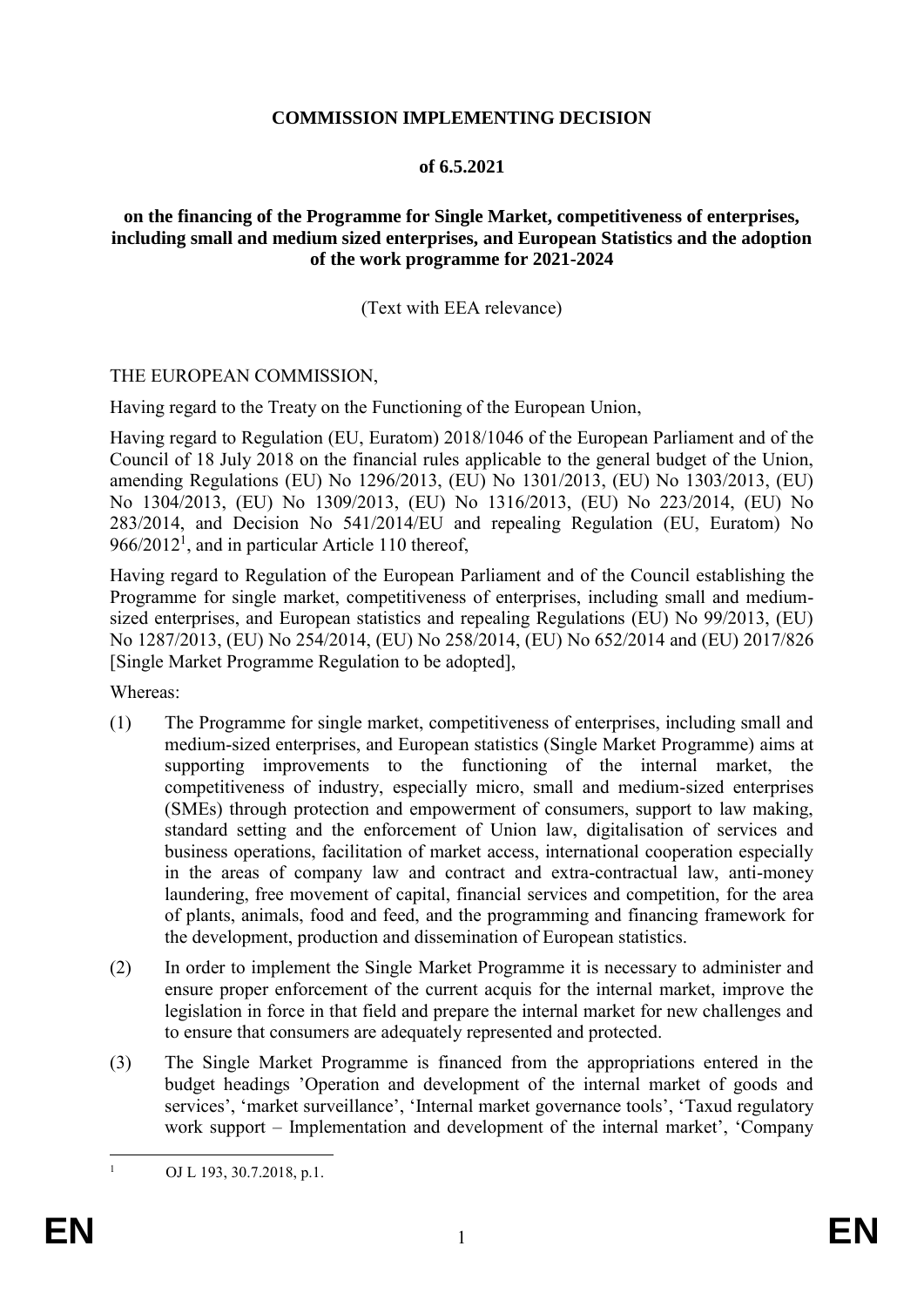**COMMISSION IMPLEMENTING DECISION**

**of 6.5.2021**

**on the financing of the Programme for Single Market, competitiveness of enterprises, including small and medium sized enterprises, and European Statistics and the adoption of the work programme for 2021-2024**

(Text with EEA relevance)

THE EUROPEAN COMMISSION,

Having regard to the Treaty on the Functioning of the European Union,

Having regard to Regulation (EU, Euratom) 2018/1046 of the European Parliament and of the Council of 18 July 2018 on the financial rules applicable to the general budget of the Union, amending Regulations (EU) No 1296/2013, (EU) No 1301/2013, (EU) No 1303/2013, (EU) No 1304/2013, (EU) No 1309/2013, (EU) No 1316/2013, (EU) No 223/2014, (EU) No 283/2014, and Decision No 541/2014/EU and repealing Regulation (EU, Euratom) No 966/2012[1], and in particular Article 110 thereof,

Having regard to Regulation of the European Parliament and of the Council establishing the Programme for single market, competitiveness of enterprises, including small and medium-sized enterprises, and European statistics and repealing Regulations (EU) No 99/2013, (EU) No 1287/2013, (EU) No 254/2014, (EU) No 258/2014, (EU) No 652/2014 and (EU) 2017/826 [Single Market Programme Regulation to be adopted],

Whereas:

(1) The Programme for single market, competitiveness of enterprises, including small and medium-sized enterprises, and European statistics (Single Market Programme) aims at supporting improvements to the functioning of the internal market, the competitiveness of industry, especially micro, small and medium-sized enterprises (SMEs) through protection and empowerment of consumers, support to law making, standard setting and the enforcement of Union law, digitalisation of services and business operations, facilitation of market access, international cooperation especially in the areas of company law and contract and extra-contractual law, anti-money laundering, free movement of capital, financial services and competition, for the area of plants, animals, food and feed, and the programming and financing framework for the development, production and dissemination of European statistics.

(2) In order to implement the Single Market Programme it is necessary to administer and ensure proper enforcement of the current acquis for the internal market, improve the legislation in force in that field and prepare the internal market for new challenges and to ensure that consumers are adequately represented and protected.

(3) The Single Market Programme is financed from the appropriations entered in the budget headings 'Operation and development of the internal market of goods and services', 'market surveillance', 'Internal market governance tools', 'Taxud regulatory work support – Implementation and development of the internal market', 'Company

[1] OJ L 193, 30.7.2018, p.1.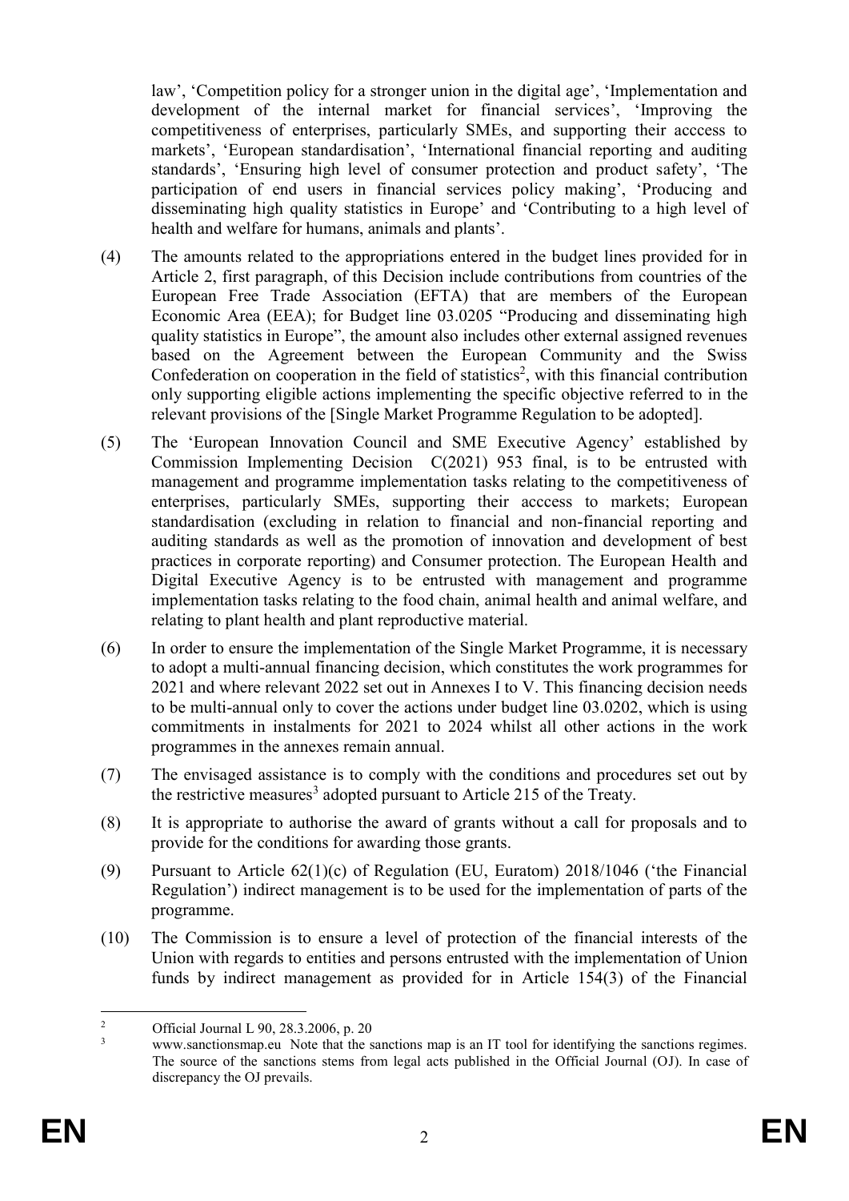law', 'Competition policy for a stronger union in the digital age', 'Implementation and development of the internal market for financial services', 'Improving the competitiveness of enterprises, particularly SMEs, and supporting their acccess to markets', 'European standardisation', 'International financial reporting and auditing standards', 'Ensuring high level of consumer protection and product safety', 'The participation of end users in financial services policy making', 'Producing and disseminating high quality statistics in Europe' and 'Contributing to a high level of health and welfare for humans, animals and plants'.

(4) The amounts related to the appropriations entered in the budget lines provided for in Article 2, first paragraph, of this Decision include contributions from countries of the European Free Trade Association (EFTA) that are members of the European Economic Area (EEA); for Budget line 03.0205 "Producing and disseminating high quality statistics in Europe", the amount also includes other external assigned revenues based on the Agreement between the European Community and the Swiss Confederation on cooperation in the field of statistics[2], with this financial contribution only supporting eligible actions implementing the specific objective referred to in the relevant provisions of the [Single Market Programme Regulation to be adopted].

(5) The 'European Innovation Council and SME Executive Agency' established by Commission Implementing Decision C(2021) 953 final, is to be entrusted with management and programme implementation tasks relating to the competitiveness of enterprises, particularly SMEs, supporting their acccess to markets; European standardisation (excluding in relation to financial and non-financial reporting and auditing standards as well as the promotion of innovation and development of best practices in corporate reporting) and Consumer protection. The European Health and Digital Executive Agency is to be entrusted with management and programme implementation tasks relating to the food chain, animal health and animal welfare, and relating to plant health and plant reproductive material.

(6) In order to ensure the implementation of the Single Market Programme, it is necessary to adopt a multi-annual financing decision, which constitutes the work programmes for 2021 and where relevant 2022 set out in Annexes I to V. This financing decision needs to be multi-annual only to cover the actions under budget line 03.0202, which is using commitments in instalments for 2021 to 2024 whilst all other actions in the work programmes in the annexes remain annual.

(7) The envisaged assistance is to comply with the conditions and procedures set out by the restrictive measures[3] adopted pursuant to Article 215 of the Treaty.

(8) It is appropriate to authorise the award of grants without a call for proposals and to provide for the conditions for awarding those grants.

(9) Pursuant to Article 62(1)(c) of Regulation (EU, Euratom) 2018/1046 ('the Financial Regulation') indirect management is to be used for the implementation of parts of the programme.

(10) The Commission is to ensure a level of protection of the financial interests of the Union with regards to entities and persons entrusted with the implementation of Union funds by indirect management as provided for in Article 154(3) of the Financial

---

[2] Official Journal L 90, 28.3.2006, p. 20

[3] www.sanctionsmap.eu Note that the sanctions map is an IT tool for identifying the sanctions regimes. The source of the sanctions stems from legal acts published in the Official Journal (OJ). In case of discrepancy the OJ prevails.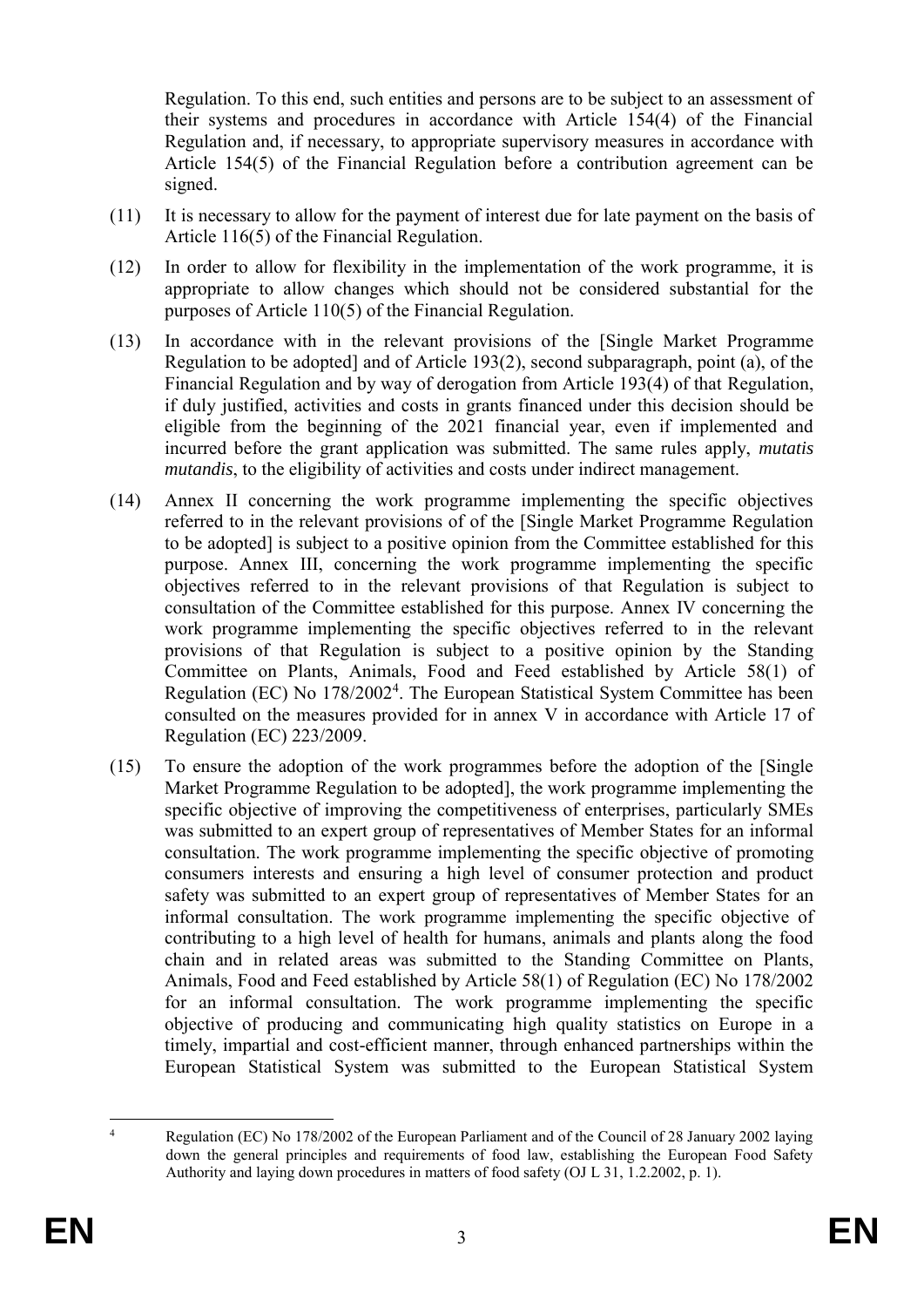Regulation. To this end, such entities and persons are to be subject to an assessment of their systems and procedures in accordance with Article 154(4) of the Financial Regulation and, if necessary, to appropriate supervisory measures in accordance with Article 154(5) of the Financial Regulation before a contribution agreement can be signed.

(11) It is necessary to allow for the payment of interest due for late payment on the basis of Article 116(5) of the Financial Regulation.

(12) In order to allow for flexibility in the implementation of the work programme, it is appropriate to allow changes which should not be considered substantial for the purposes of Article 110(5) of the Financial Regulation.

(13) In accordance with in the relevant provisions of the [Single Market Programme Regulation to be adopted] and of Article 193(2), second subparagraph, point (a), of the Financial Regulation and by way of derogation from Article 193(4) of that Regulation, if duly justified, activities and costs in grants financed under this decision should be eligible from the beginning of the 2021 financial year, even if implemented and incurred before the grant application was submitted. The same rules apply, *mutatis mutandis*, to the eligibility of activities and costs under indirect management.

(14) Annex II concerning the work programme implementing the specific objectives referred to in the relevant provisions of of the [Single Market Programme Regulation to be adopted] is subject to a positive opinion from the Committee established for this purpose. Annex III, concerning the work programme implementing the specific objectives referred to in the relevant provisions of that Regulation is subject to consultation of the Committee established for this purpose. Annex IV concerning the work programme implementing the specific objectives referred to in the relevant provisions of that Regulation is subject to a positive opinion by the Standing Committee on Plants, Animals, Food and Feed established by Article 58(1) of Regulation (EC) No 178/2002[4]. The European Statistical System Committee has been consulted on the measures provided for in annex V in accordance with Article 17 of Regulation (EC) 223/2009.

(15) To ensure the adoption of the work programmes before the adoption of the [Single Market Programme Regulation to be adopted], the work programme implementing the specific objective of improving the competitiveness of enterprises, particularly SMEs was submitted to an expert group of representatives of Member States for an informal consultation. The work programme implementing the specific objective of promoting consumers interests and ensuring a high level of consumer protection and product safety was submitted to an expert group of representatives of Member States for an informal consultation. The work programme implementing the specific objective of contributing to a high level of health for humans, animals and plants along the food chain and in related areas was submitted to the Standing Committee on Plants, Animals, Food and Feed established by Article 58(1) of Regulation (EC) No 178/2002 for an informal consultation. The work programme implementing the specific objective of producing and communicating high quality statistics on Europe in a timely, impartial and cost-efficient manner, through enhanced partnerships within the European Statistical System was submitted to the European Statistical System

[4] Regulation (EC) No 178/2002 of the European Parliament and of the Council of 28 January 2002 laying down the general principles and requirements of food law, establishing the European Food Safety Authority and laying down procedures in matters of food safety (OJ L 31, 1.2.2002, p. 1).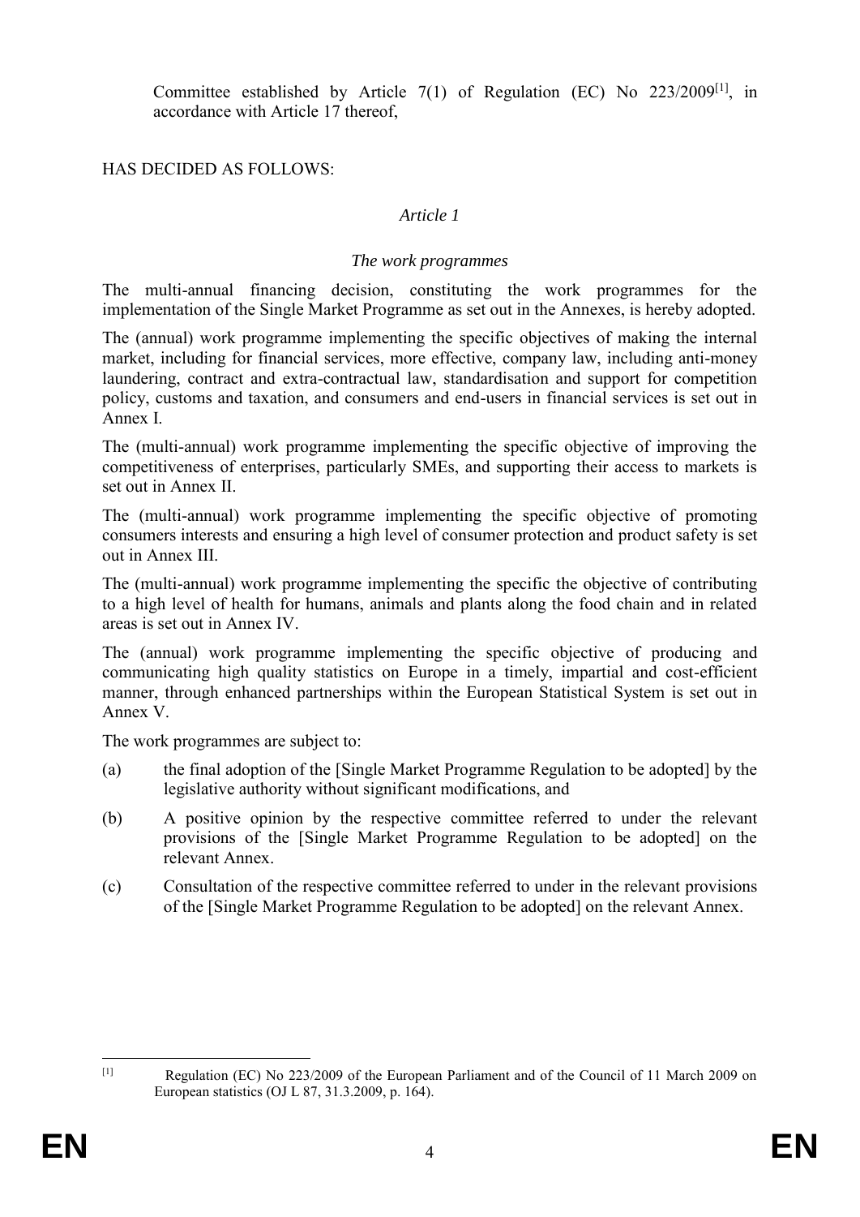Committee established by Article 7(1) of Regulation (EC) No 223/2009[1], in accordance with Article 17 thereof,

HAS DECIDED AS FOLLOWS:

*Article 1*

*The work programmes*

The multi-annual financing decision, constituting the work programmes for the implementation of the Single Market Programme as set out in the Annexes, is hereby adopted.

The (annual) work programme implementing the specific objectives of making the internal market, including for financial services, more effective, company law, including anti-money laundering, contract and extra-contractual law, standardisation and support for competition policy, customs and taxation, and consumers and end-users in financial services is set out in Annex I.

The (multi-annual) work programme implementing the specific objective of improving the competitiveness of enterprises, particularly SMEs, and supporting their access to markets is set out in Annex II.

The (multi-annual) work programme implementing the specific objective of promoting consumers interests and ensuring a high level of consumer protection and product safety is set out in Annex III.

The (multi-annual) work programme implementing the specific the objective of contributing to a high level of health for humans, animals and plants along the food chain and in related areas is set out in Annex IV.

The (annual) work programme implementing the specific objective of producing and communicating high quality statistics on Europe in a timely, impartial and cost-efficient manner, through enhanced partnerships within the European Statistical System is set out in Annex V.

The work programmes are subject to:

(a) the final adoption of the [Single Market Programme Regulation to be adopted] by the legislative authority without significant modifications, and

(b) A positive opinion by the respective committee referred to under the relevant provisions of the [Single Market Programme Regulation to be adopted] on the relevant Annex.

(c) Consultation of the respective committee referred to under in the relevant provisions of the [Single Market Programme Regulation to be adopted] on the relevant Annex.

[1] Regulation (EC) No 223/2009 of the European Parliament and of the Council of 11 March 2009 on European statistics (OJ L 87, 31.3.2009, p. 164).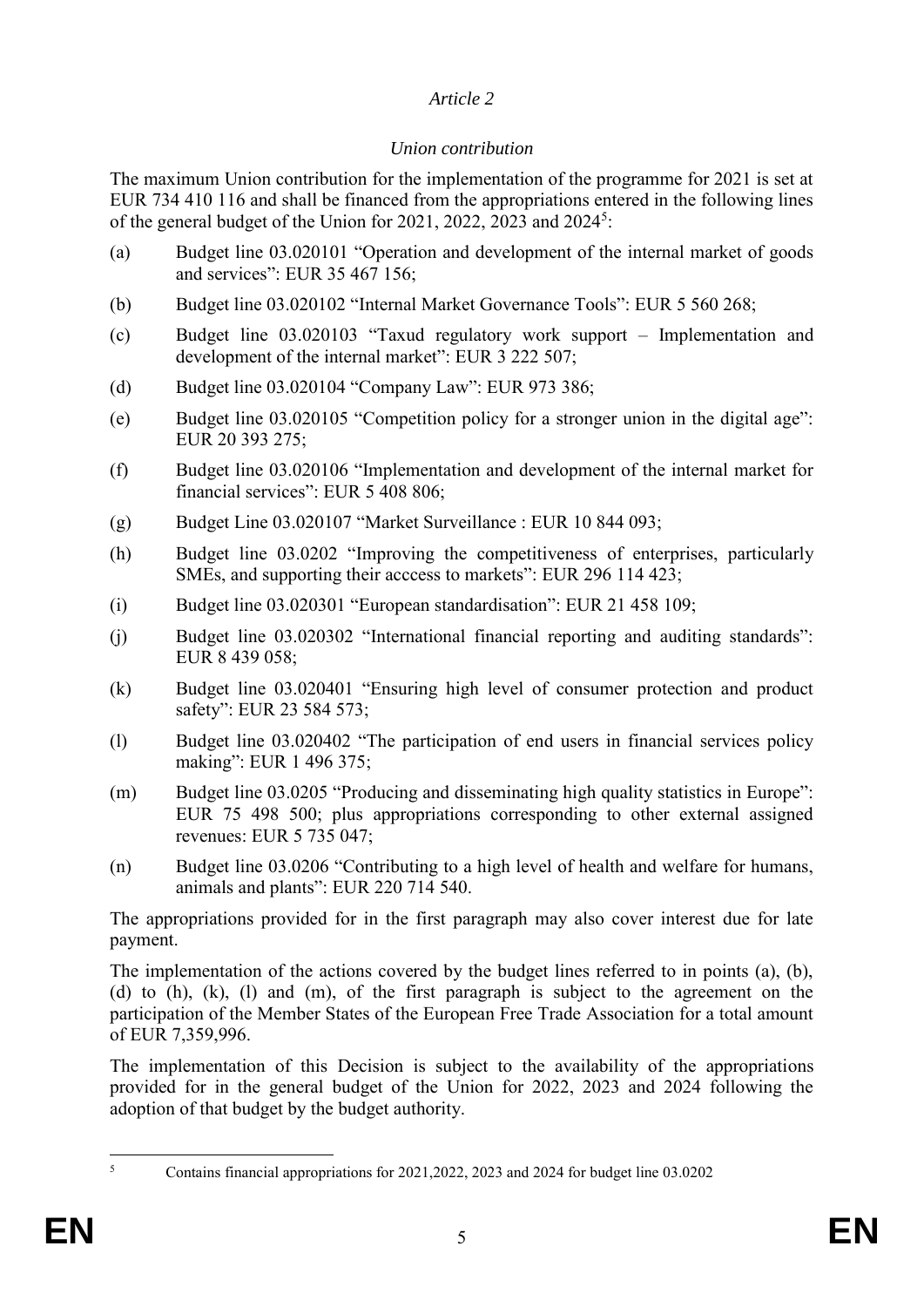*Article 2*

*Union contribution*

The maximum Union contribution for the implementation of the programme for 2021 is set at EUR 734 410 116 and shall be financed from the appropriations entered in the following lines of the general budget of the Union for 2021, 2022, 2023 and 2024[5]:

(a) Budget line 03.020101 "Operation and development of the internal market of goods and services": EUR 35 467 156;

(b) Budget line 03.020102 "Internal Market Governance Tools": EUR 5 560 268;

(c) Budget line 03.020103 "Taxud regulatory work support – Implementation and development of the internal market": EUR 3 222 507;

(d) Budget line 03.020104 "Company Law": EUR 973 386;

(e) Budget line 03.020105 "Competition policy for a stronger union in the digital age": EUR 20 393 275;

(f) Budget line 03.020106 "Implementation and development of the internal market for financial services": EUR 5 408 806;

(g) Budget Line 03.020107 "Market Surveillance : EUR 10 844 093;

(h) Budget line 03.0202 "Improving the competitiveness of enterprises, particularly SMEs, and supporting their acccess to markets": EUR 296 114 423;

(i) Budget line 03.020301 "European standardisation": EUR 21 458 109;

(j) Budget line 03.020302 "International financial reporting and auditing standards": EUR 8 439 058;

(k) Budget line 03.020401 "Ensuring high level of consumer protection and product safety": EUR 23 584 573;

(l) Budget line 03.020402 "The participation of end users in financial services policy making": EUR 1 496 375;

(m) Budget line 03.0205 "Producing and disseminating high quality statistics in Europe": EUR 75 498 500; plus appropriations corresponding to other external assigned revenues: EUR 5 735 047;

(n) Budget line 03.0206 "Contributing to a high level of health and welfare for humans, animals and plants": EUR 220 714 540.

The appropriations provided for in the first paragraph may also cover interest due for late payment.

The implementation of the actions covered by the budget lines referred to in points (a), (b), (d) to (h), (k), (l) and (m), of the first paragraph is subject to the agreement on the participation of the Member States of the European Free Trade Association for a total amount of EUR 7,359,996.

The implementation of this Decision is subject to the availability of the appropriations provided for in the general budget of the Union for 2022, 2023 and 2024 following the adoption of that budget by the budget authority.

---

[5] Contains financial appropriations for 2021,2022, 2023 and 2024 for budget line 03.0202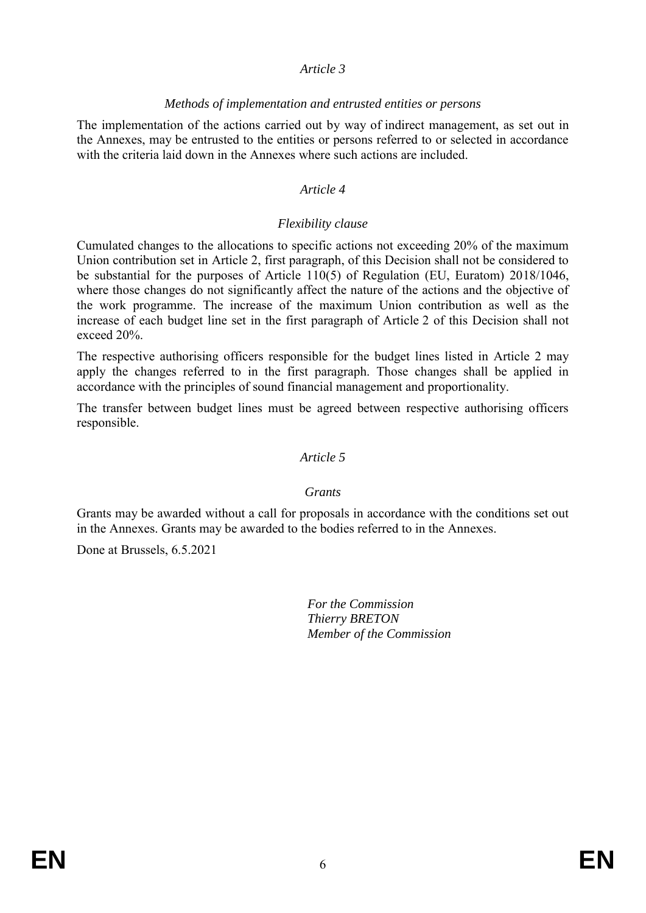*Article 3*

*Methods of implementation and entrusted entities or persons*

The implementation of the actions carried out by way of indirect management, as set out in the Annexes, may be entrusted to the entities or persons referred to or selected in accordance with the criteria laid down in the Annexes where such actions are included.

*Article 4*

*Flexibility clause*

Cumulated changes to the allocations to specific actions not exceeding 20% of the maximum Union contribution set in Article 2, first paragraph, of this Decision shall not be considered to be substantial for the purposes of Article 110(5) of Regulation (EU, Euratom) 2018/1046, where those changes do not significantly affect the nature of the actions and the objective of the work programme. The increase of the maximum Union contribution as well as the increase of each budget line set in the first paragraph of Article 2 of this Decision shall not exceed 20%.

The respective authorising officers responsible for the budget lines listed in Article 2 may apply the changes referred to in the first paragraph. Those changes shall be applied in accordance with the principles of sound financial management and proportionality.

The transfer between budget lines must be agreed between respective authorising officers responsible.

*Article 5*

*Grants*

Grants may be awarded without a call for proposals in accordance with the conditions set out in the Annexes. Grants may be awarded to the bodies referred to in the Annexes.

Done at Brussels, 6.5.2021

*For the Commission*
*Thierry BRETON*
*Member of the Commission*